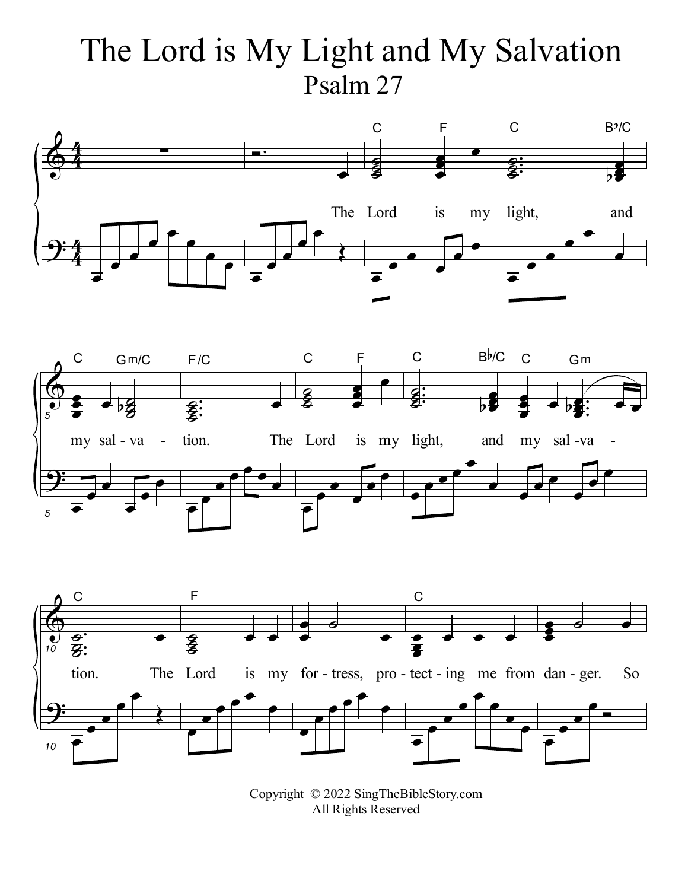# The Lord is My Light and My Salvation

## Psalm 27

C F C B♭/C

The Lord is my light, and

C Gm/C F/C C F C B♭/C C Gm

my sal - va - tion. The Lord is my light, and my sal - va -

C F C

tion. The Lord is my for - tress, pro - tect - ing me from dan - ger. So

Copyright © 2022 SingTheBibleStory.com
All Rights Reserved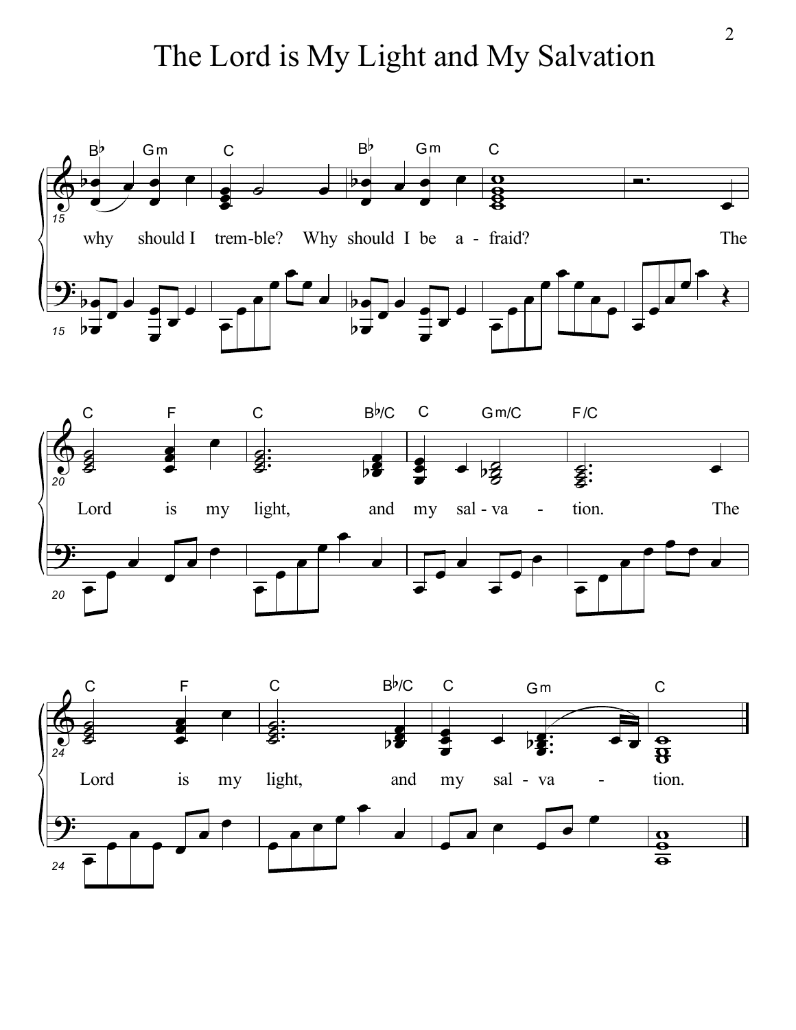# The Lord is My Light and My Salvation

why should I trem-ble? Why should I be a-fraid? The

Lord is my light, and my sal-va-tion. The

Lord is my light, and my sal-va-tion.